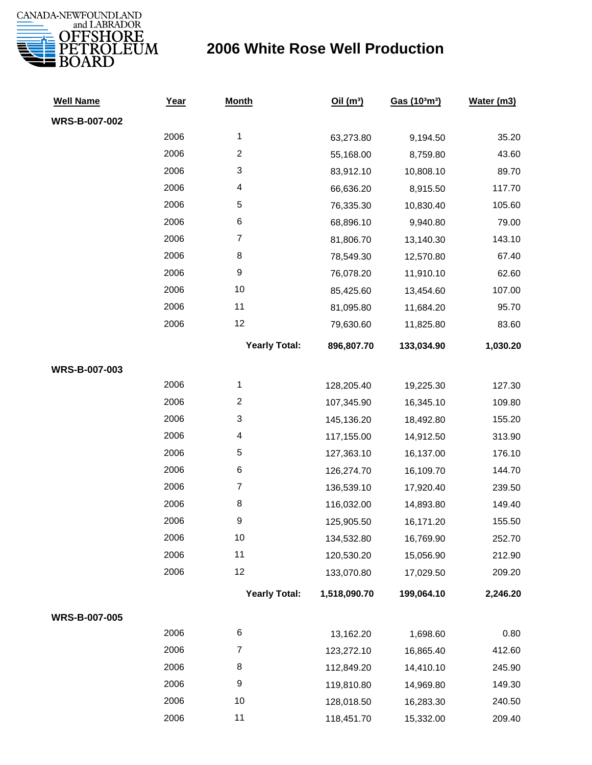CANADA-NEWFOUNDLAND and LABRADOR OFFSHORE PETROLEUM BOARD

# 2006 White Rose Well Production

| Well Name | Year | Month | Oil (m³) | Gas (10³m³) | Water (m3) |
|---|---|---|---|---|---|
| **WRS-B-007-002** | | | | | |
| | 2006 | 1 | 63,273.80 | 9,194.50 | 35.20 |
| | 2006 | 2 | 55,168.00 | 8,759.80 | 43.60 |
| | 2006 | 3 | 83,912.10 | 10,808.10 | 89.70 |
| | 2006 | 4 | 66,636.20 | 8,915.50 | 117.70 |
| | 2006 | 5 | 76,335.30 | 10,830.40 | 105.60 |
| | 2006 | 6 | 68,896.10 | 9,940.80 | 79.00 |
| | 2006 | 7 | 81,806.70 | 13,140.30 | 143.10 |
| | 2006 | 8 | 78,549.30 | 12,570.80 | 67.40 |
| | 2006 | 9 | 76,078.20 | 11,910.10 | 62.60 |
| | 2006 | 10 | 85,425.60 | 13,454.60 | 107.00 |
| | 2006 | 11 | 81,095.80 | 11,684.20 | 95.70 |
| | 2006 | 12 | 79,630.60 | 11,825.80 | 83.60 |
| | | **Yearly Total:** | **896,807.70** | **133,034.90** | **1,030.20** |
| **WRS-B-007-003** | | | | | |
| | 2006 | 1 | 128,205.40 | 19,225.30 | 127.30 |
| | 2006 | 2 | 107,345.90 | 16,345.10 | 109.80 |
| | 2006 | 3 | 145,136.20 | 18,492.80 | 155.20 |
| | 2006 | 4 | 117,155.00 | 14,912.50 | 313.90 |
| | 2006 | 5 | 127,363.10 | 16,137.00 | 176.10 |
| | 2006 | 6 | 126,274.70 | 16,109.70 | 144.70 |
| | 2006 | 7 | 136,539.10 | 17,920.40 | 239.50 |
| | 2006 | 8 | 116,032.00 | 14,893.80 | 149.40 |
| | 2006 | 9 | 125,905.50 | 16,171.20 | 155.50 |
| | 2006 | 10 | 134,532.80 | 16,769.90 | 252.70 |
| | 2006 | 11 | 120,530.20 | 15,056.90 | 212.90 |
| | 2006 | 12 | 133,070.80 | 17,029.50 | 209.20 |
| | | **Yearly Total:** | **1,518,090.70** | **199,064.10** | **2,246.20** |
| **WRS-B-007-005** | | | | | |
| | 2006 | 6 | 13,162.20 | 1,698.60 | 0.80 |
| | 2006 | 7 | 123,272.10 | 16,865.40 | 412.60 |
| | 2006 | 8 | 112,849.20 | 14,410.10 | 245.90 |
| | 2006 | 9 | 119,810.80 | 14,969.80 | 149.30 |
| | 2006 | 10 | 128,018.50 | 16,283.30 | 240.50 |
| | 2006 | 11 | 118,451.70 | 15,332.00 | 209.40 |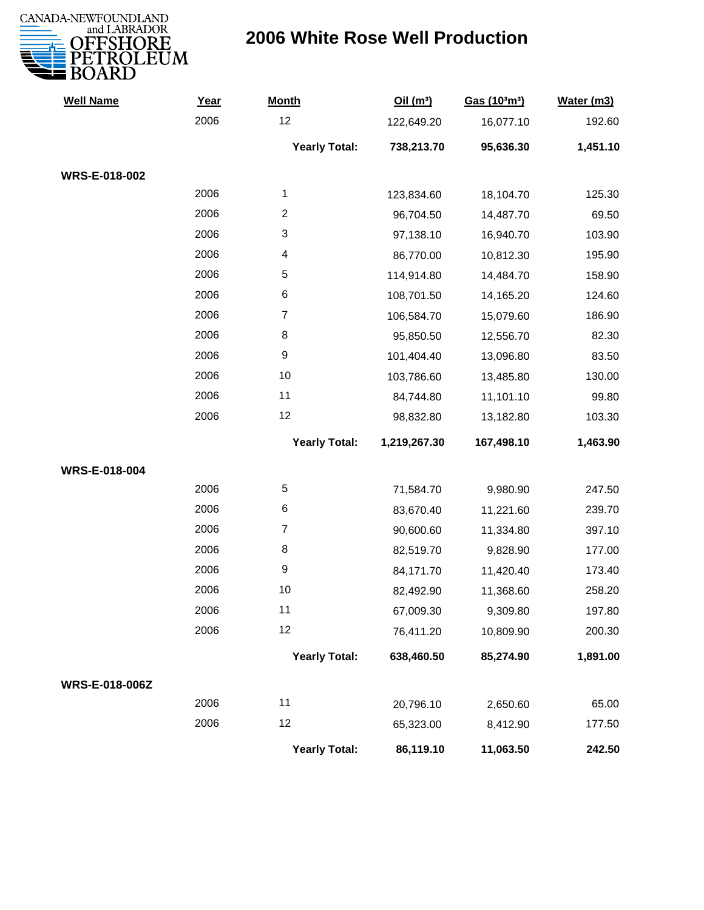# 2006 White Rose Well Production

CANADA-NEWFOUNDLAND and LABRADOR OFFSHORE PETROLEUM BOARD

| Well Name | Year | Month | Oil ($m^3$) | Gas ($10^3 m^3$) | Water (m3) |
|---|---|---|---|---|---|
| | 2006 | 12 | 122,649.20 | 16,077.10 | 192.60 |
| | | **Yearly Total:** | **738,213.70** | **95,636.30** | **1,451.10** |
| **WRS-E-018-002** | | | | | |
| | 2006 | 1 | 123,834.60 | 18,104.70 | 125.30 |
| | 2006 | 2 | 96,704.50 | 14,487.70 | 69.50 |
| | 2006 | 3 | 97,138.10 | 16,940.70 | 103.90 |
| | 2006 | 4 | 86,770.00 | 10,812.30 | 195.90 |
| | 2006 | 5 | 114,914.80 | 14,484.70 | 158.90 |
| | 2006 | 6 | 108,701.50 | 14,165.20 | 124.60 |
| | 2006 | 7 | 106,584.70 | 15,079.60 | 186.90 |
| | 2006 | 8 | 95,850.50 | 12,556.70 | 82.30 |
| | 2006 | 9 | 101,404.40 | 13,096.80 | 83.50 |
| | 2006 | 10 | 103,786.60 | 13,485.80 | 130.00 |
| | 2006 | 11 | 84,744.80 | 11,101.10 | 99.80 |
| | 2006 | 12 | 98,832.80 | 13,182.80 | 103.30 |
| | | **Yearly Total:** | **1,219,267.30** | **167,498.10** | **1,463.90** |
| **WRS-E-018-004** | | | | | |
| | 2006 | 5 | 71,584.70 | 9,980.90 | 247.50 |
| | 2006 | 6 | 83,670.40 | 11,221.60 | 239.70 |
| | 2006 | 7 | 90,600.60 | 11,334.80 | 397.10 |
| | 2006 | 8 | 82,519.70 | 9,828.90 | 177.00 |
| | 2006 | 9 | 84,171.70 | 11,420.40 | 173.40 |
| | 2006 | 10 | 82,492.90 | 11,368.60 | 258.20 |
| | 2006 | 11 | 67,009.30 | 9,309.80 | 197.80 |
| | 2006 | 12 | 76,411.20 | 10,809.90 | 200.30 |
| | | **Yearly Total:** | **638,460.50** | **85,274.90** | **1,891.00** |
| **WRS-E-018-006Z** | | | | | |
| | 2006 | 11 | 20,796.10 | 2,650.60 | 65.00 |
| | 2006 | 12 | 65,323.00 | 8,412.90 | 177.50 |
| | | **Yearly Total:** | **86,119.10** | **11,063.50** | **242.50** |